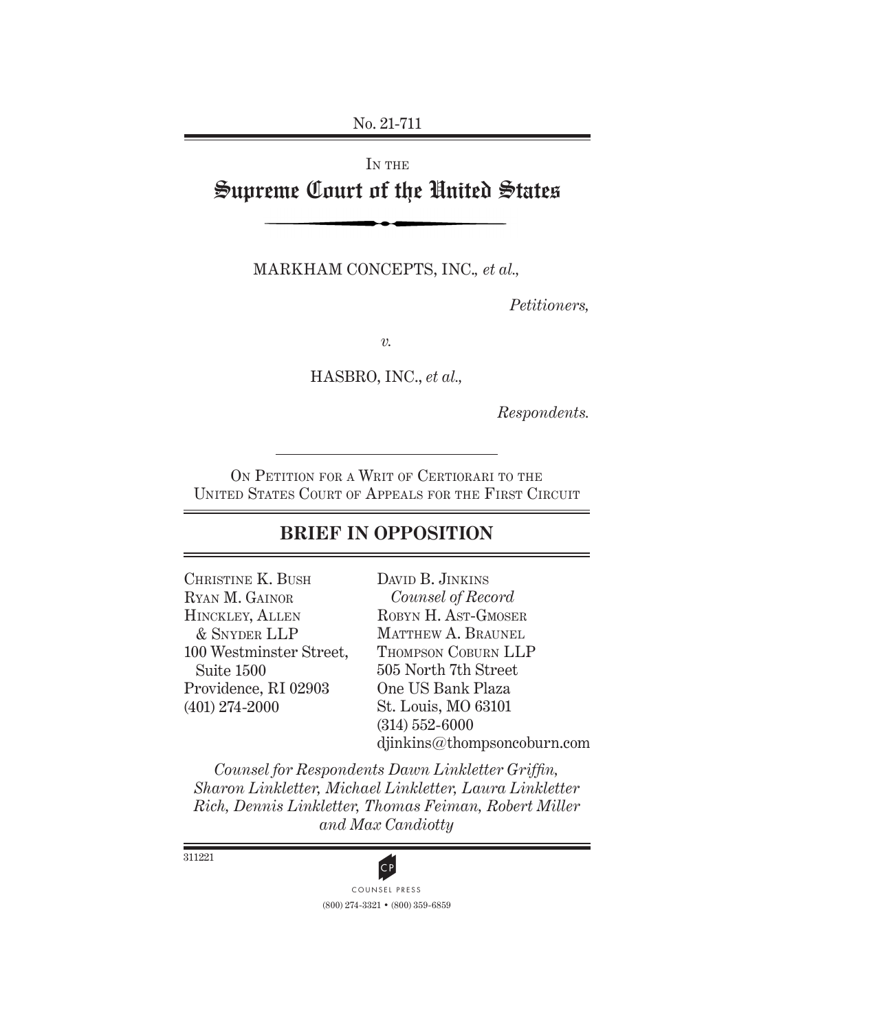No. 21-711

IN THE

# Supreme Court of the United States

MARKHAM CONCEPTS, INC., *et al.*,

*Petitioners,*

*v.*

HASBRO, INC., *et al.*,

*Respondents.*

ON PETITION FOR A WRIT OF CERTIORARI TO THE UNITED STATES COURT OF APPEALS FOR THE FIRST CIRCUIT

## BRIEF IN OPPOSITION

CHRISTINE K. BUSH
RYAN M. GAINOR
HINCKLEY, ALLEN & SNYDER LLP
100 Westminster Street, Suite 1500
Providence, RI 02903
(401) 274-2000

DAVID B. JINKINS
*Counsel of Record*
ROBYN H. AST-GMOSER
MATTHEW A. BRAUNEL
THOMPSON COBURN LLP
505 North 7th Street
One US Bank Plaza
St. Louis, MO 63101
(314) 552-6000
djinkins@thompsoncoburn.com

*Counsel for Respondents Dawn Linkletter Griffin, Sharon Linkletter, Michael Linkletter, Laura Linkletter Rich, Dennis Linkletter, Thomas Feiman, Robert Miller and Max Candiotty*

311221

COUNSEL PRESS
(800) 274-3321 • (800) 359-6859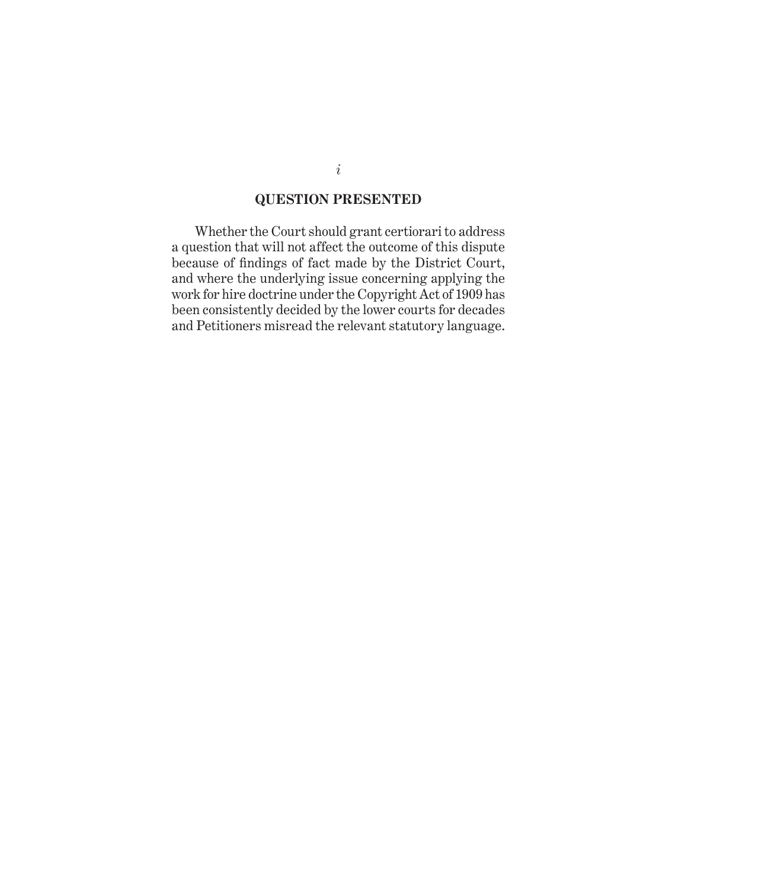## QUESTION PRESENTED

Whether the Court should grant certiorari to address a question that will not affect the outcome of this dispute because of findings of fact made by the District Court, and where the underlying issue concerning applying the work for hire doctrine under the Copyright Act of 1909 has been consistently decided by the lower courts for decades and Petitioners misread the relevant statutory language.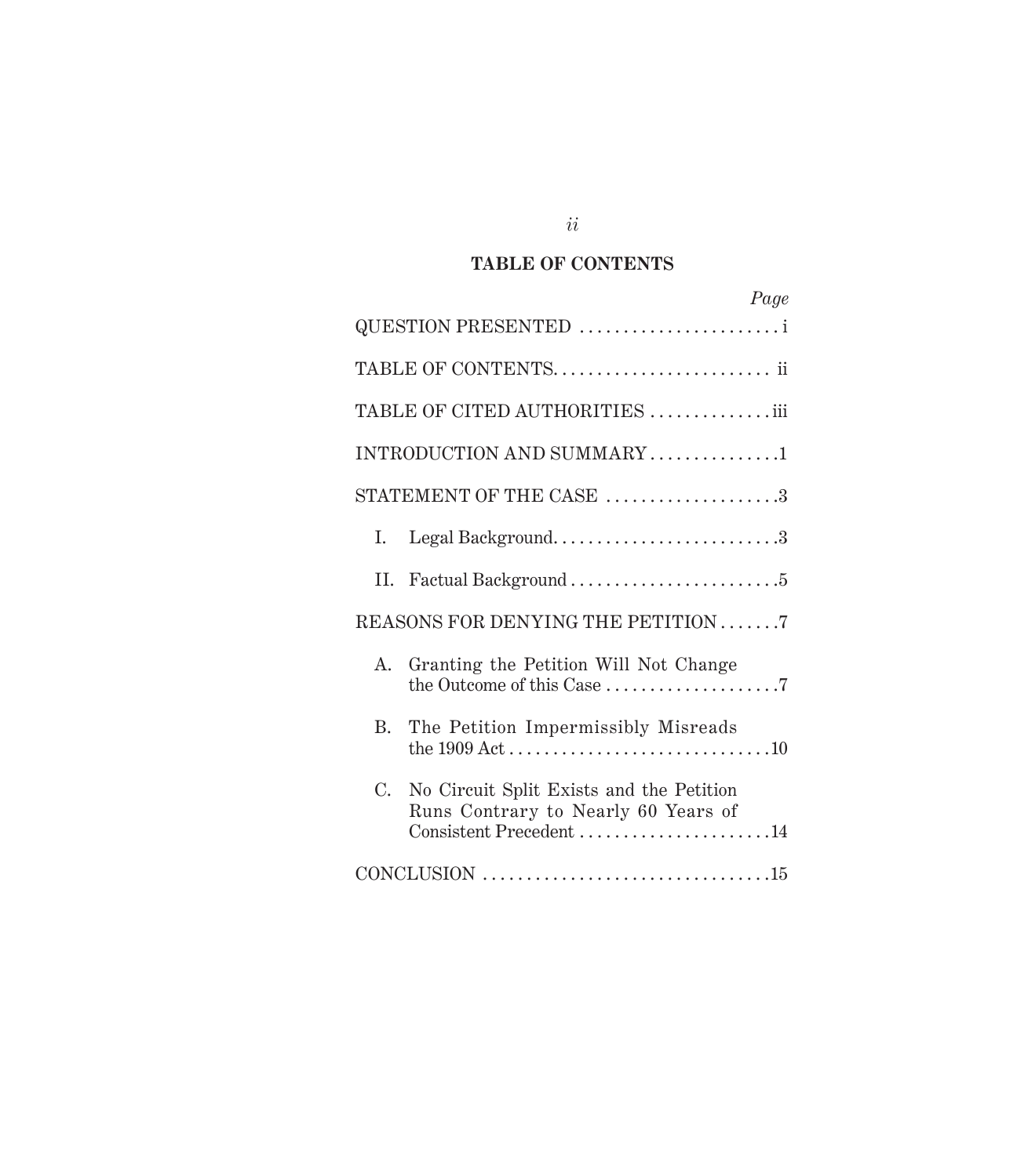## TABLE OF CONTENTS

| | Page |
|---|---|
| QUESTION PRESENTED | i |
| TABLE OF CONTENTS | ii |
| TABLE OF CITED AUTHORITIES | iii |
| INTRODUCTION AND SUMMARY | 1 |
| STATEMENT OF THE CASE | 3 |
| I. Legal Background | 3 |
| II. Factual Background | 5 |
| REASONS FOR DENYING THE PETITION | 7 |
| A. Granting the Petition Will Not Change the Outcome of this Case | 7 |
| B. The Petition Impermissibly Misreads the 1909 Act | 10 |
| C. No Circuit Split Exists and the Petition Runs Contrary to Nearly 60 Years of Consistent Precedent | 14 |
| CONCLUSION | 15 |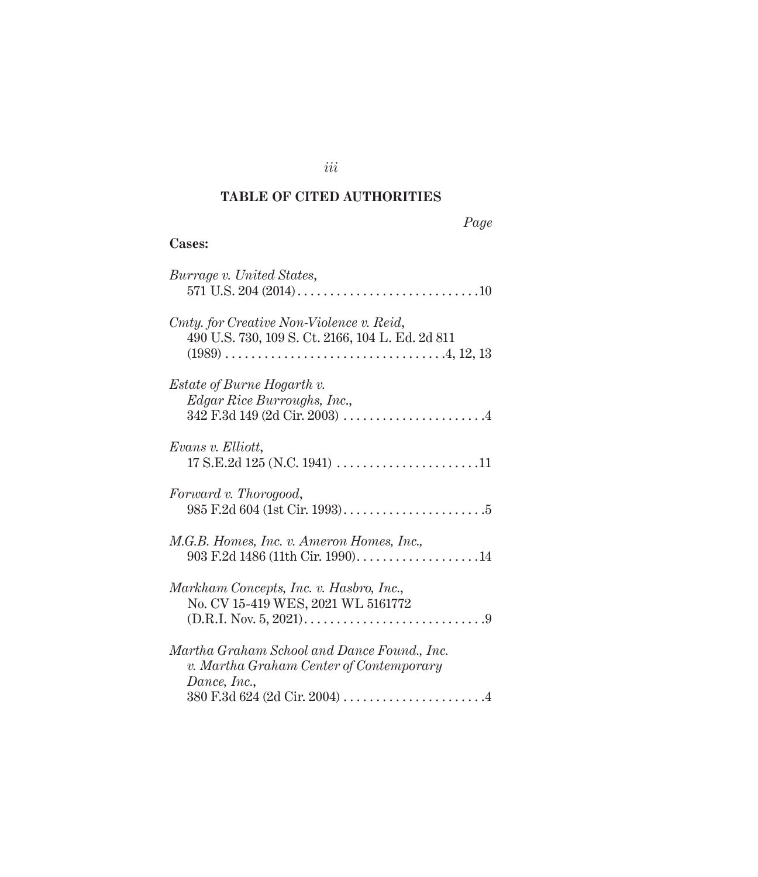## TABLE OF CITED AUTHORITIES

*Page*

**Cases:**

*Burrage v. United States*,
571 U.S. 204 (2014) . . . . . . . . . . . . . . . . . . . . . . . . . . . . .10

*Cmty. for Creative Non-Violence v. Reid*,
490 U.S. 730, 109 S. Ct. 2166, 104 L. Ed. 2d 811 (1989) . . . . . . . . . . . . . . . . . . . . . . . . . . . . . . . . . .4, 12, 13

*Estate of Burne Hogarth v. Edgar Rice Burroughs, Inc.*,
342 F.3d 149 (2d Cir. 2003) . . . . . . . . . . . . . . . . . . . . . . .4

*Evans v. Elliott*,
17 S.E.2d 125 (N.C. 1941) . . . . . . . . . . . . . . . . . . . . . . .11

*Forward v. Thorogood*,
985 F.2d 604 (1st Cir. 1993). . . . . . . . . . . . . . . . . . . . . . .5

*M.G.B. Homes, Inc. v. Ameron Homes, Inc.*,
903 F.2d 1486 (11th Cir. 1990). . . . . . . . . . . . . . . . . . . .14

*Markham Concepts, Inc. v. Hasbro, Inc.*,
No. CV 15-419 WES, 2021 WL 5161772 (D.R.I. Nov. 5, 2021). . . . . . . . . . . . . . . . . . . . . . . . . . . . .9

*Martha Graham School and Dance Found., Inc. v. Martha Graham Center of Contemporary Dance, Inc.*,
380 F.3d 624 (2d Cir. 2004) . . . . . . . . . . . . . . . . . . . . . . .4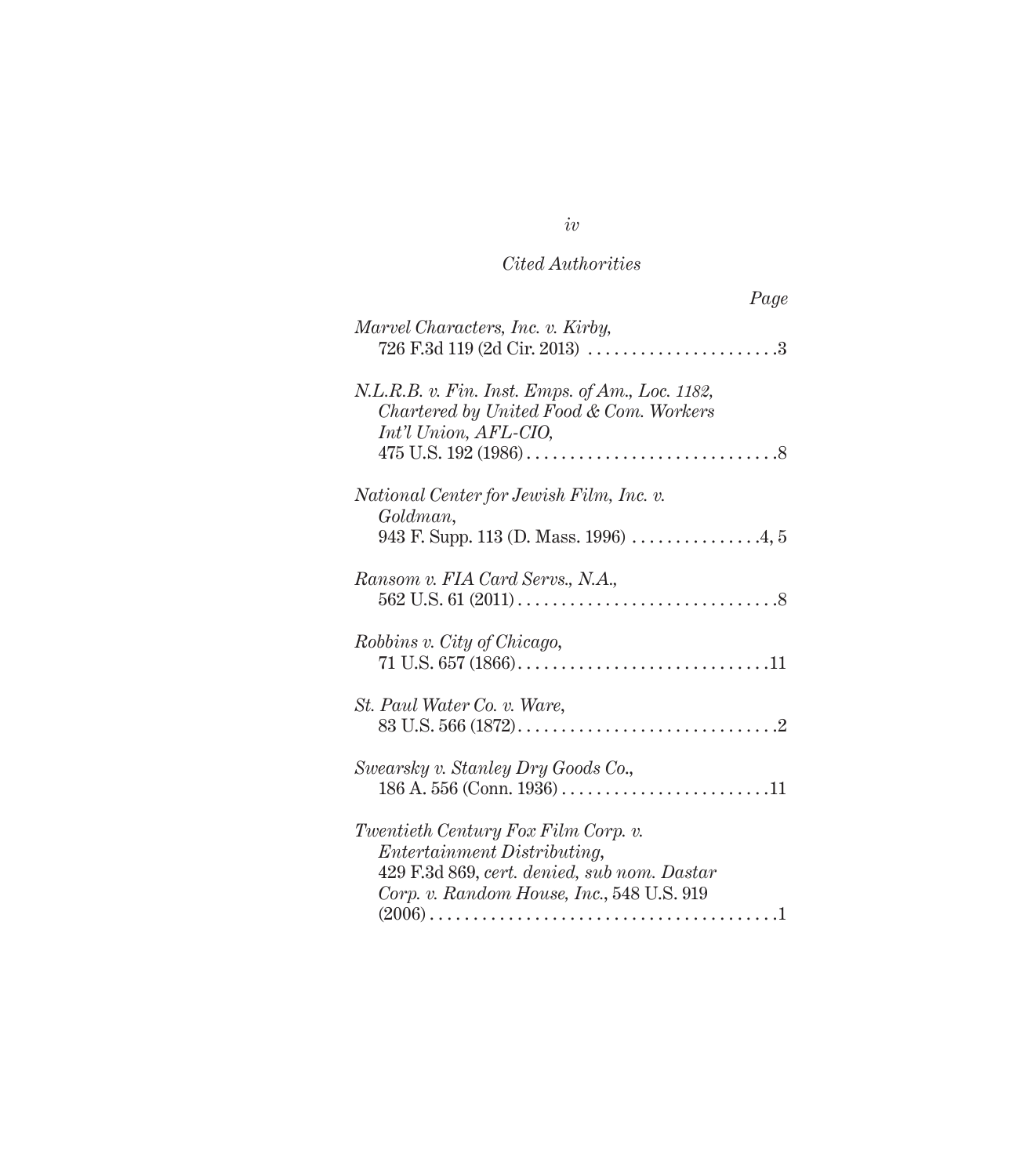*Cited Authorities*

*Page*

*Marvel Characters, Inc. v. Kirby*,
726 F.3d 119 (2d Cir. 2013) . . . . . . . . . . . . . . . . . . . . . .3

*N.L.R.B. v. Fin. Inst. Emps. of Am., Loc. 1182, Chartered by United Food & Com. Workers Int'l Union, AFL-CIO*,
475 U.S. 192 (1986) . . . . . . . . . . . . . . . . . . . . . . . . . . . . .8

*National Center for Jewish Film, Inc. v. Goldman*,
943 F. Supp. 113 (D. Mass. 1996) . . . . . . . . . . . . . . .4, 5

*Ransom v. FIA Card Servs., N.A.*,
562 U.S. 61 (2011) . . . . . . . . . . . . . . . . . . . . . . . . . . . . . .8

*Robbins v. City of Chicago*,
71 U.S. 657 (1866) . . . . . . . . . . . . . . . . . . . . . . . . . . . . .11

*St. Paul Water Co. v. Ware*,
83 U.S. 566 (1872) . . . . . . . . . . . . . . . . . . . . . . . . . . . . . .2

*Swearsky v. Stanley Dry Goods Co.*,
186 A. 556 (Conn. 1936) . . . . . . . . . . . . . . . . . . . . . . . . .11

*Twentieth Century Fox Film Corp. v. Entertainment Distributing*,
429 F.3d 869, *cert. denied*, *sub nom. Dastar Corp. v. Random House, Inc.*, 548 U.S. 919 (2006) . . . . . . . . . . . . . . . . . . . . . . . . . . . . . . . . . . . . . . . .1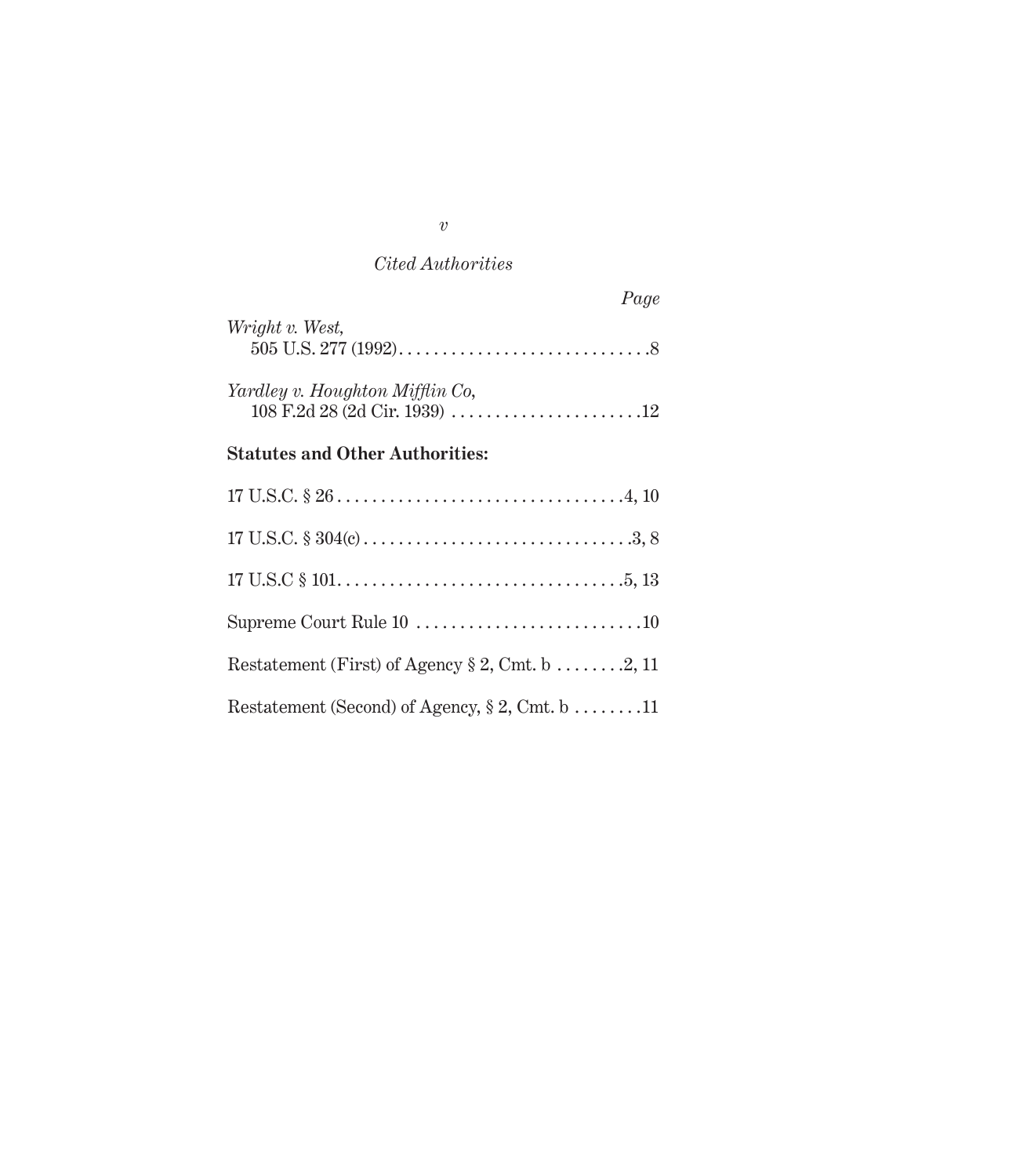*Cited Authorities*

*Page*

*Wright v. West*,
505 U.S. 277 (1992) . . . . . . . . . . . . . . . . . . . . . . . . . . . . . 8

*Yardley v. Houghton Mifflin Co*,
108 F.2d 28 (2d Cir. 1939) . . . . . . . . . . . . . . . . . . . . . . 12

**Statutes and Other Authorities:**

17 U.S.C. § 26 . . . . . . . . . . . . . . . . . . . . . . . . . . . . . . . . . 4, 10

17 U.S.C. § 304(c) . . . . . . . . . . . . . . . . . . . . . . . . . . . . . . 3, 8

17 U.S.C § 101 . . . . . . . . . . . . . . . . . . . . . . . . . . . . . . . . . 5, 13

Supreme Court Rule 10 . . . . . . . . . . . . . . . . . . . . . . . . . . 10

Restatement (First) of Agency § 2, Cmt. b . . . . . . . . 2, 11

Restatement (Second) of Agency, § 2, Cmt. b . . . . . . . . 11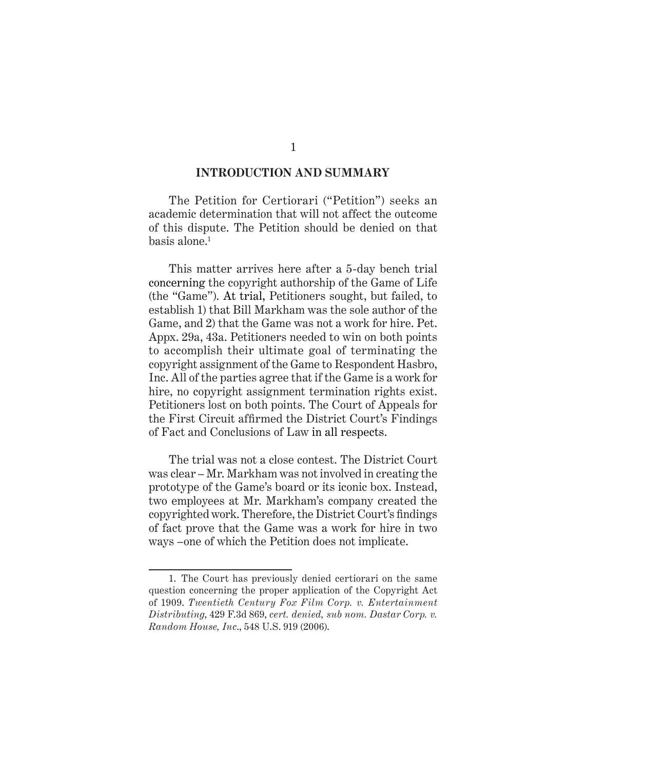## INTRODUCTION AND SUMMARY

The Petition for Certiorari ("Petition") seeks an academic determination that will not affect the outcome of this dispute. The Petition should be denied on that basis alone.[1]

This matter arrives here after a 5-day bench trial concerning the copyright authorship of the Game of Life (the "Game"). At trial, Petitioners sought, but failed, to establish 1) that Bill Markham was the sole author of the Game, and 2) that the Game was not a work for hire. Pet. Appx. 29a, 43a. Petitioners needed to win on both points to accomplish their ultimate goal of terminating the copyright assignment of the Game to Respondent Hasbro, Inc. All of the parties agree that if the Game is a work for hire, no copyright assignment termination rights exist. Petitioners lost on both points. The Court of Appeals for the First Circuit affirmed the District Court's Findings of Fact and Conclusions of Law in all respects.

The trial was not a close contest. The District Court was clear – Mr. Markham was not involved in creating the prototype of the Game's board or its iconic box. Instead, two employees at Mr. Markham's company created the copyrighted work. Therefore, the District Court's findings of fact prove that the Game was a work for hire in two ways –one of which the Petition does not implicate.

---

1. The Court has previously denied certiorari on the same question concerning the proper application of the Copyright Act of 1909. *Twentieth Century Fox Film Corp. v. Entertainment Distributing*, 429 F.3d 869, *cert. denied, sub nom. Dastar Corp. v. Random House, Inc.*, 548 U.S. 919 (2006).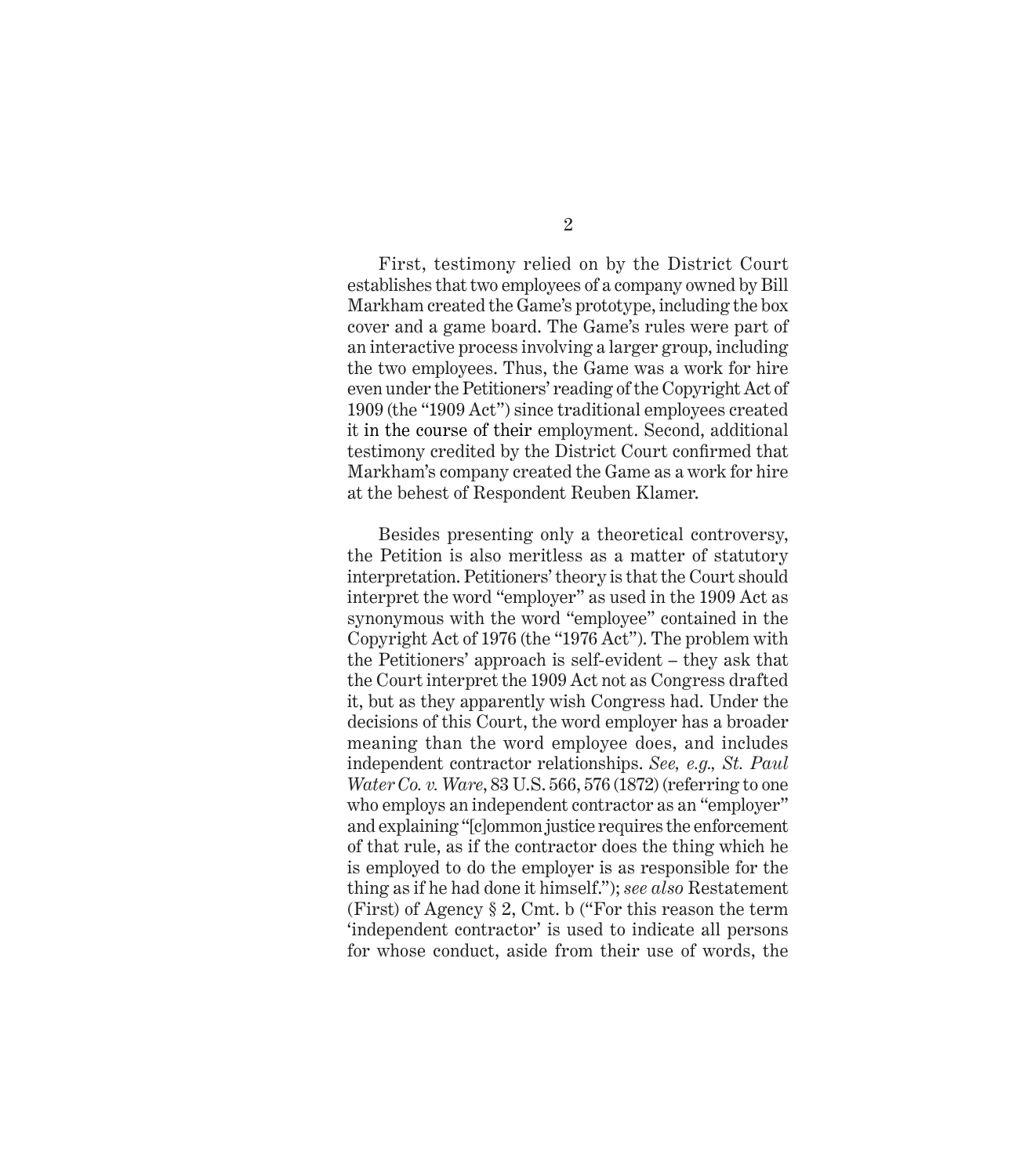First, testimony relied on by the District Court establishes that two employees of a company owned by Bill Markham created the Game's prototype, including the box cover and a game board. The Game's rules were part of an interactive process involving a larger group, including the two employees. Thus, the Game was a work for hire even under the Petitioners' reading of the Copyright Act of 1909 (the "1909 Act") since traditional employees created it in the course of their employment. Second, additional testimony credited by the District Court confirmed that Markham's company created the Game as a work for hire at the behest of Respondent Reuben Klamer.

Besides presenting only a theoretical controversy, the Petition is also meritless as a matter of statutory interpretation. Petitioners' theory is that the Court should interpret the word "employer" as used in the 1909 Act as synonymous with the word "employee" contained in the Copyright Act of 1976 (the "1976 Act"). The problem with the Petitioners' approach is self-evident – they ask that the Court interpret the 1909 Act not as Congress drafted it, but as they apparently wish Congress had. Under the decisions of this Court, the word employer has a broader meaning than the word employee does, and includes independent contractor relationships. *See, e.g., St. Paul Water Co. v. Ware*, 83 U.S. 566, 576 (1872) (referring to one who employs an independent contractor as an "employer" and explaining "[c]ommon justice requires the enforcement of that rule, as if the contractor does the thing which he is employed to do the employer is as responsible for the thing as if he had done it himself."); *see also* Restatement (First) of Agency § 2, Cmt. b ("For this reason the term 'independent contractor' is used to indicate all persons for whose conduct, aside from their use of words, the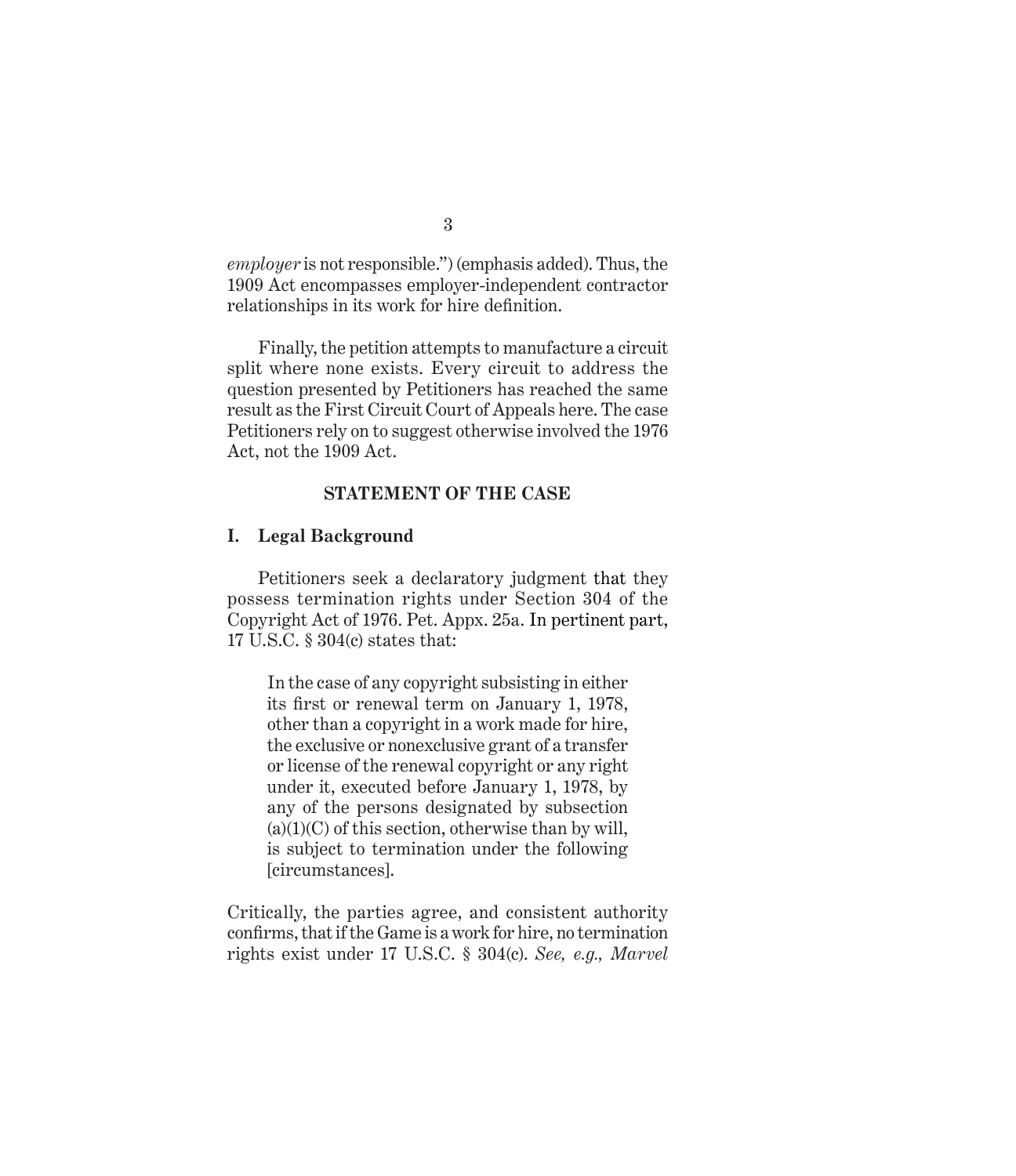*employer* is not responsible.") (emphasis added). Thus, the 1909 Act encompasses employer-independent contractor relationships in its work for hire definition.

Finally, the petition attempts to manufacture a circuit split where none exists. Every circuit to address the question presented by Petitioners has reached the same result as the First Circuit Court of Appeals here. The case Petitioners rely on to suggest otherwise involved the 1976 Act, not the 1909 Act.

## STATEMENT OF THE CASE

### I. Legal Background

Petitioners seek a declaratory judgment that they possess termination rights under Section 304 of the Copyright Act of 1976. Pet. Appx. 25a. In pertinent part, 17 U.S.C. § 304(c) states that:

> In the case of any copyright subsisting in either its first or renewal term on January 1, 1978, other than a copyright in a work made for hire, the exclusive or nonexclusive grant of a transfer or license of the renewal copyright or any right under it, executed before January 1, 1978, by any of the persons designated by subsection (a)(1)(C) of this section, otherwise than by will, is subject to termination under the following [circumstances].

Critically, the parties agree, and consistent authority confirms, that if the Game is a work for hire, no termination rights exist under 17 U.S.C. § 304(c). *See, e.g., Marvel*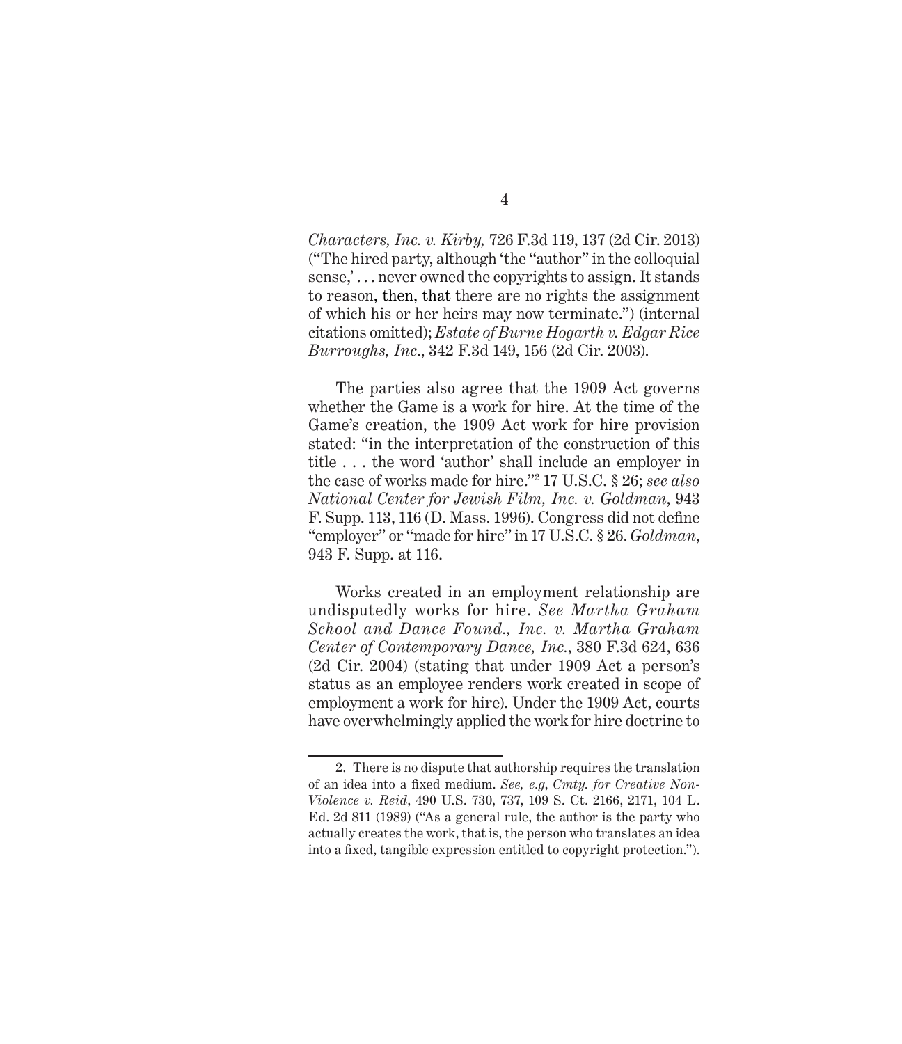*Characters, Inc. v. Kirby,* 726 F.3d 119, 137 (2d Cir. 2013) ("The hired party, although 'the "author" in the colloquial sense,' . . . never owned the copyrights to assign. It stands to reason, then, that there are no rights the assignment of which his or her heirs may now terminate.") (internal citations omitted); *Estate of Burne Hogarth v. Edgar Rice Burroughs, Inc*., 342 F.3d 149, 156 (2d Cir. 2003).

The parties also agree that the 1909 Act governs whether the Game is a work for hire. At the time of the Game's creation, the 1909 Act work for hire provision stated: "in the interpretation of the construction of this title . . . the word 'author' shall include an employer in the case of works made for hire."[2] 17 U.S.C. § 26; *see also National Center for Jewish Film, Inc. v. Goldman*, 943 F. Supp. 113, 116 (D. Mass. 1996). Congress did not define "employer" or "made for hire" in 17 U.S.C. § 26. *Goldman*, 943 F. Supp. at 116.

Works created in an employment relationship are undisputedly works for hire. *See Martha Graham School and Dance Found., Inc. v. Martha Graham Center of Contemporary Dance, Inc.*, 380 F.3d 624, 636 (2d Cir. 2004) (stating that under 1909 Act a person's status as an employee renders work created in scope of employment a work for hire). Under the 1909 Act, courts have overwhelmingly applied the work for hire doctrine to

---

2. There is no dispute that authorship requires the translation of an idea into a fixed medium. *See, e.g, Cmty. for Creative Non-Violence v. Reid*, 490 U.S. 730, 737, 109 S. Ct. 2166, 2171, 104 L. Ed. 2d 811 (1989) ("As a general rule, the author is the party who actually creates the work, that is, the person who translates an idea into a fixed, tangible expression entitled to copyright protection.").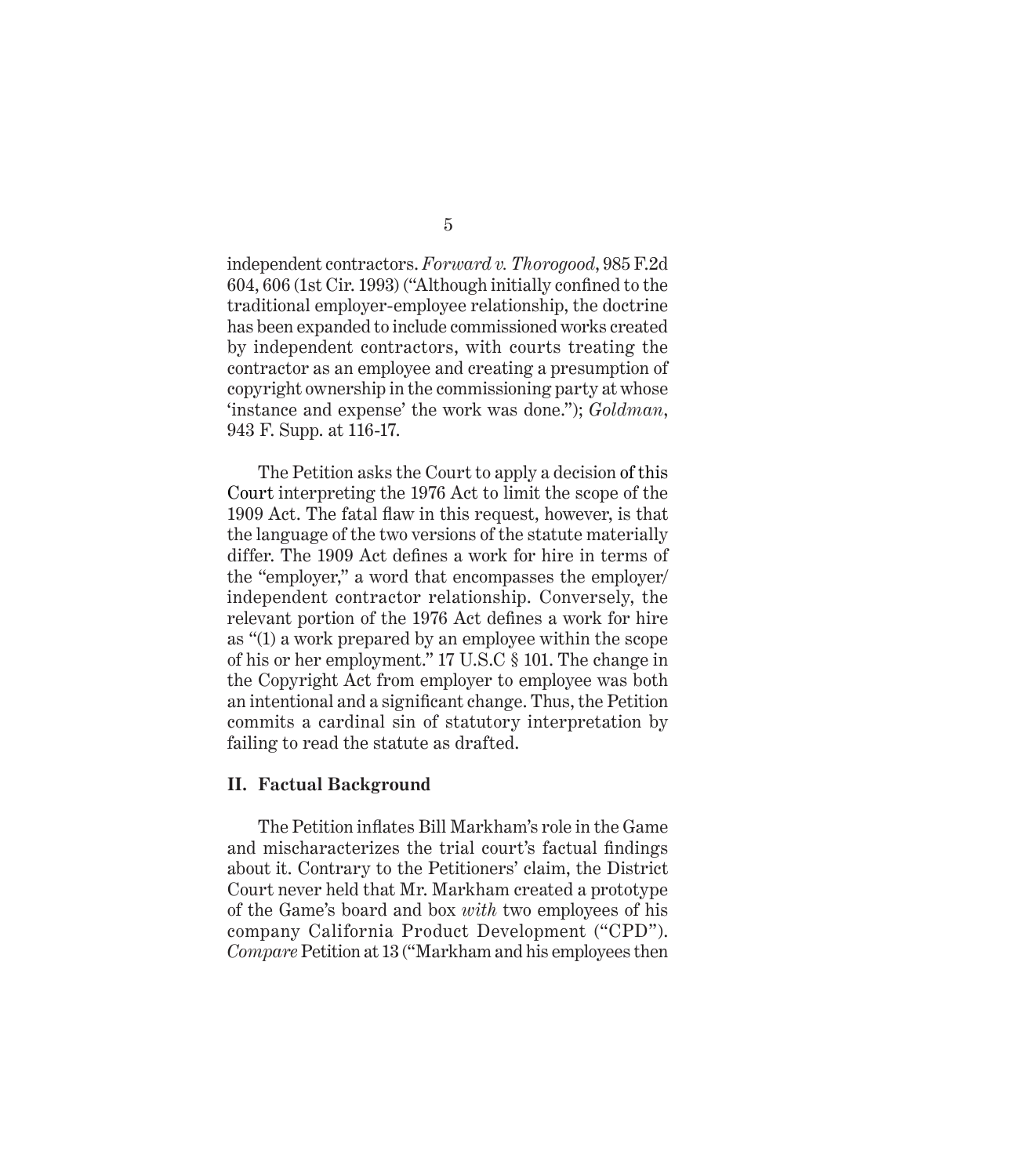independent contractors. *Forward v. Thorogood*, 985 F.2d 604, 606 (1st Cir. 1993) ("Although initially confined to the traditional employer-employee relationship, the doctrine has been expanded to include commissioned works created by independent contractors, with courts treating the contractor as an employee and creating a presumption of copyright ownership in the commissioning party at whose 'instance and expense' the work was done."); *Goldman*, 943 F. Supp. at 116-17.

The Petition asks the Court to apply a decision of this Court interpreting the 1976 Act to limit the scope of the 1909 Act. The fatal flaw in this request, however, is that the language of the two versions of the statute materially differ. The 1909 Act defines a work for hire in terms of the "employer," a word that encompasses the employer/independent contractor relationship. Conversely, the relevant portion of the 1976 Act defines a work for hire as "(1) a work prepared by an employee within the scope of his or her employment." 17 U.S.C § 101. The change in the Copyright Act from employer to employee was both an intentional and a significant change. Thus, the Petition commits a cardinal sin of statutory interpretation by failing to read the statute as drafted.

## II. Factual Background

The Petition inflates Bill Markham's role in the Game and mischaracterizes the trial court's factual findings about it. Contrary to the Petitioners' claim, the District Court never held that Mr. Markham created a prototype of the Game's board and box *with* two employees of his company California Product Development ("CPD"). *Compare* Petition at 13 ("Markham and his employees then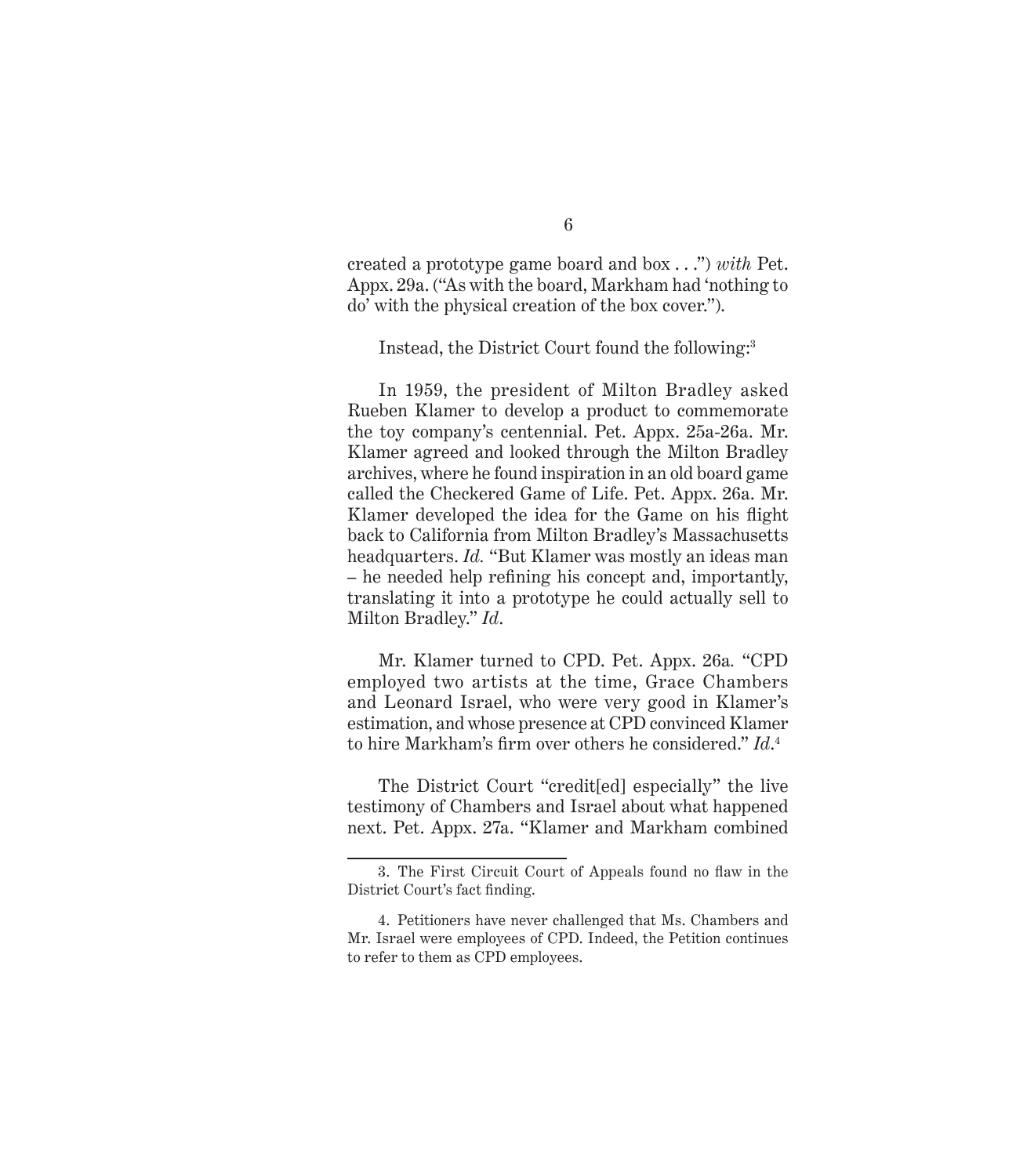created a prototype game board and box . . .") *with* Pet. Appx. 29a. ("As with the board, Markham had 'nothing to do' with the physical creation of the box cover.").

Instead, the District Court found the following:[3]

In 1959, the president of Milton Bradley asked Rueben Klamer to develop a product to commemorate the toy company's centennial. Pet. Appx. 25a-26a. Mr. Klamer agreed and looked through the Milton Bradley archives, where he found inspiration in an old board game called the Checkered Game of Life. Pet. Appx. 26a. Mr. Klamer developed the idea for the Game on his flight back to California from Milton Bradley's Massachusetts headquarters. *Id.* "But Klamer was mostly an ideas man – he needed help refining his concept and, importantly, translating it into a prototype he could actually sell to Milton Bradley." *Id.*

Mr. Klamer turned to CPD. Pet. Appx. 26a. "CPD employed two artists at the time, Grace Chambers and Leonard Israel, who were very good in Klamer's estimation, and whose presence at CPD convinced Klamer to hire Markham's firm over others he considered." *Id.*[4]

The District Court "credit[ed] especially" the live testimony of Chambers and Israel about what happened next. Pet. Appx. 27a. "Klamer and Markham combined

---

3. The First Circuit Court of Appeals found no flaw in the District Court's fact finding.

4. Petitioners have never challenged that Ms. Chambers and Mr. Israel were employees of CPD. Indeed, the Petition continues to refer to them as CPD employees.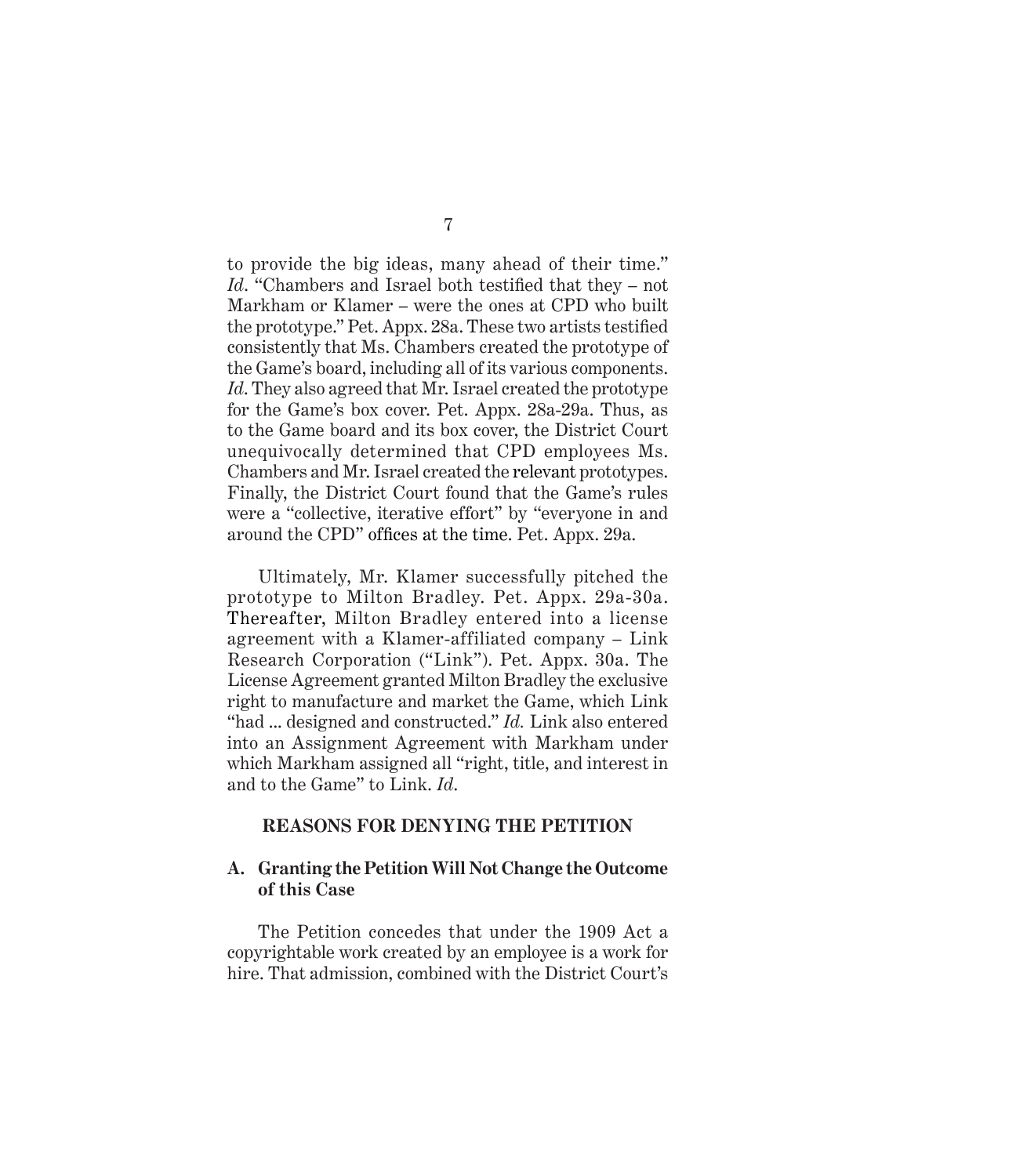to provide the big ideas, many ahead of their time." *Id*. "Chambers and Israel both testified that they – not Markham or Klamer – were the ones at CPD who built the prototype." Pet. Appx. 28a. These two artists testified consistently that Ms. Chambers created the prototype of the Game's board, including all of its various components. *Id*. They also agreed that Mr. Israel created the prototype for the Game's box cover. Pet. Appx. 28a-29a. Thus, as to the Game board and its box cover, the District Court unequivocally determined that CPD employees Ms. Chambers and Mr. Israel created the relevant prototypes. Finally, the District Court found that the Game's rules were a "collective, iterative effort" by "everyone in and around the CPD" offices at the time. Pet. Appx. 29a.

Ultimately, Mr. Klamer successfully pitched the prototype to Milton Bradley. Pet. Appx. 29a-30a. Thereafter, Milton Bradley entered into a license agreement with a Klamer-affiliated company – Link Research Corporation ("Link"). Pet. Appx. 30a. The License Agreement granted Milton Bradley the exclusive right to manufacture and market the Game, which Link "had ... designed and constructed." *Id.* Link also entered into an Assignment Agreement with Markham under which Markham assigned all "right, title, and interest in and to the Game" to Link. *Id*.

## REASONS FOR DENYING THE PETITION

### A. Granting the Petition Will Not Change the Outcome of this Case

The Petition concedes that under the 1909 Act a copyrightable work created by an employee is a work for hire. That admission, combined with the District Court's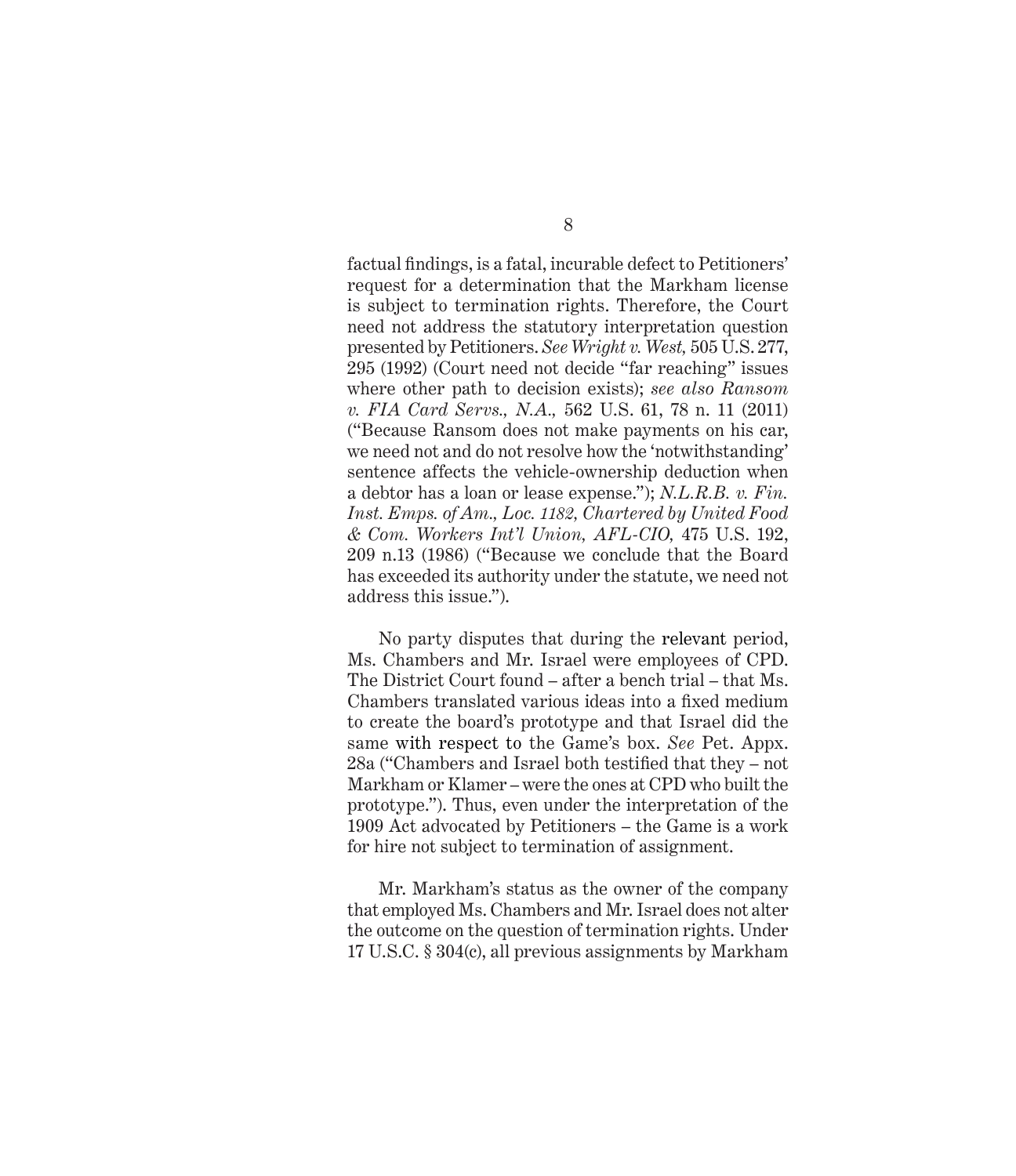factual findings, is a fatal, incurable defect to Petitioners' request for a determination that the Markham license is subject to termination rights. Therefore, the Court need not address the statutory interpretation question presented by Petitioners. *See Wright v. West,* 505 U.S. 277, 295 (1992) (Court need not decide "far reaching" issues where other path to decision exists); *see also Ransom v. FIA Card Servs., N.A.,* 562 U.S. 61, 78 n. 11 (2011) ("Because Ransom does not make payments on his car, we need not and do not resolve how the 'notwithstanding' sentence affects the vehicle-ownership deduction when a debtor has a loan or lease expense."); *N.L.R.B. v. Fin. Inst. Emps. of Am., Loc. 1182, Chartered by United Food & Com. Workers Int'l Union, AFL-CIO,* 475 U.S. 192, 209 n.13 (1986) ("Because we conclude that the Board has exceeded its authority under the statute, we need not address this issue.").

No party disputes that during the relevant period, Ms. Chambers and Mr. Israel were employees of CPD. The District Court found – after a bench trial – that Ms. Chambers translated various ideas into a fixed medium to create the board's prototype and that Israel did the same with respect to the Game's box. *See* Pet. Appx. 28a ("Chambers and Israel both testified that they – not Markham or Klamer – were the ones at CPD who built the prototype."). Thus, even under the interpretation of the 1909 Act advocated by Petitioners – the Game is a work for hire not subject to termination of assignment.

Mr. Markham's status as the owner of the company that employed Ms. Chambers and Mr. Israel does not alter the outcome on the question of termination rights. Under 17 U.S.C. § 304(c), all previous assignments by Markham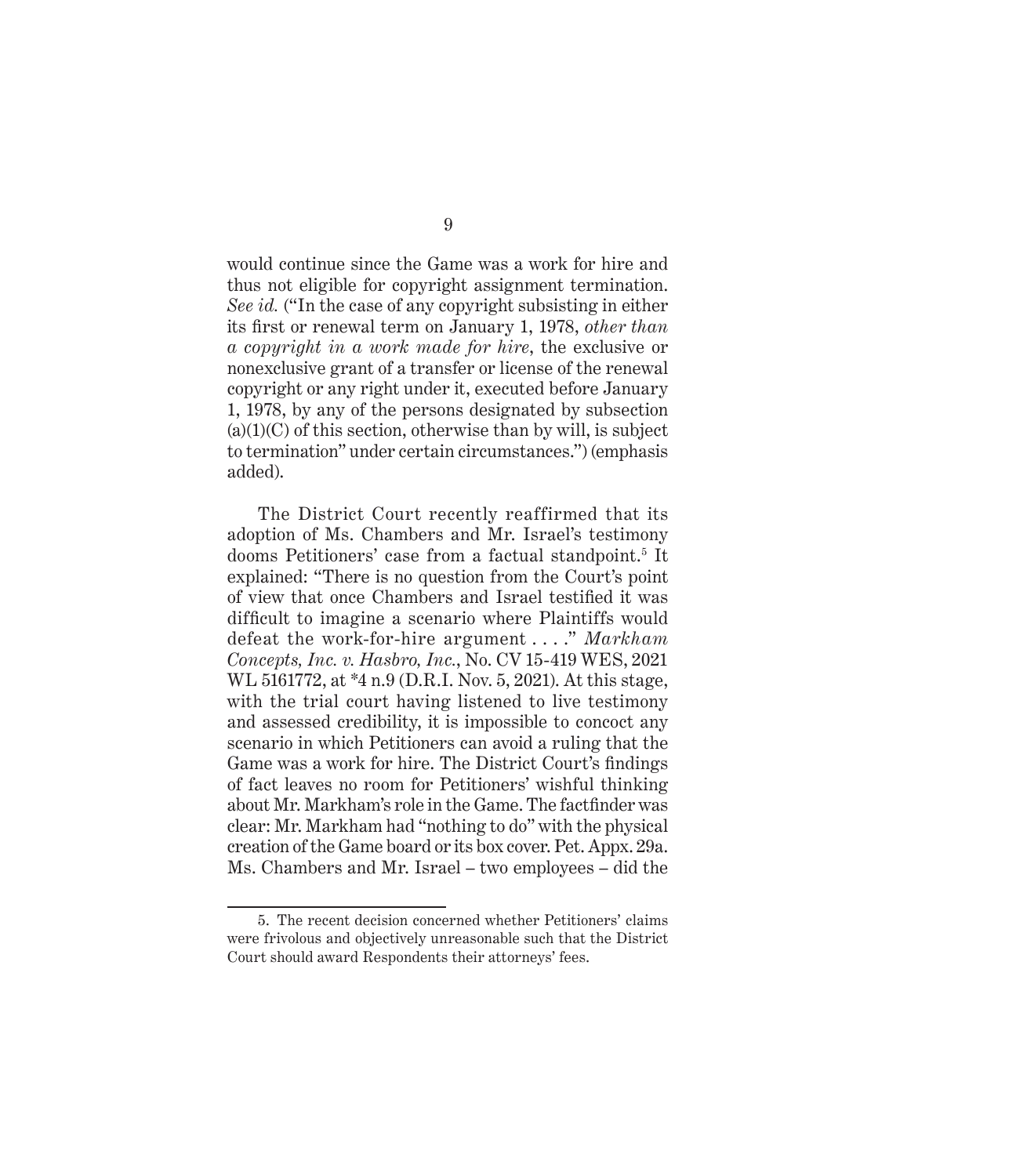would continue since the Game was a work for hire and thus not eligible for copyright assignment termination. *See id.* ("In the case of any copyright subsisting in either its first or renewal term on January 1, 1978, *other than a copyright in a work made for hire*, the exclusive or nonexclusive grant of a transfer or license of the renewal copyright or any right under it, executed before January 1, 1978, by any of the persons designated by subsection (a)(1)(C) of this section, otherwise than by will, is subject to termination" under certain circumstances.") (emphasis added).

The District Court recently reaffirmed that its adoption of Ms. Chambers and Mr. Israel's testimony dooms Petitioners' case from a factual standpoint.[5] It explained: "There is no question from the Court's point of view that once Chambers and Israel testified it was difficult to imagine a scenario where Plaintiffs would defeat the work-for-hire argument . . . ." *Markham Concepts, Inc. v. Hasbro, Inc.*, No. CV 15-419 WES, 2021 WL 5161772, at *4 n.9 (D.R.I. Nov. 5, 2021). At this stage, with the trial court having listened to live testimony and assessed credibility, it is impossible to concoct any scenario in which Petitioners can avoid a ruling that the Game was a work for hire. The District Court's findings of fact leaves no room for Petitioners' wishful thinking about Mr. Markham's role in the Game. The factfinder was clear: Mr. Markham had "nothing to do" with the physical creation of the Game board or its box cover. Pet. Appx. 29a. Ms. Chambers and Mr. Israel – two employees – did the

5. The recent decision concerned whether Petitioners' claims were frivolous and objectively unreasonable such that the District Court should award Respondents their attorneys' fees.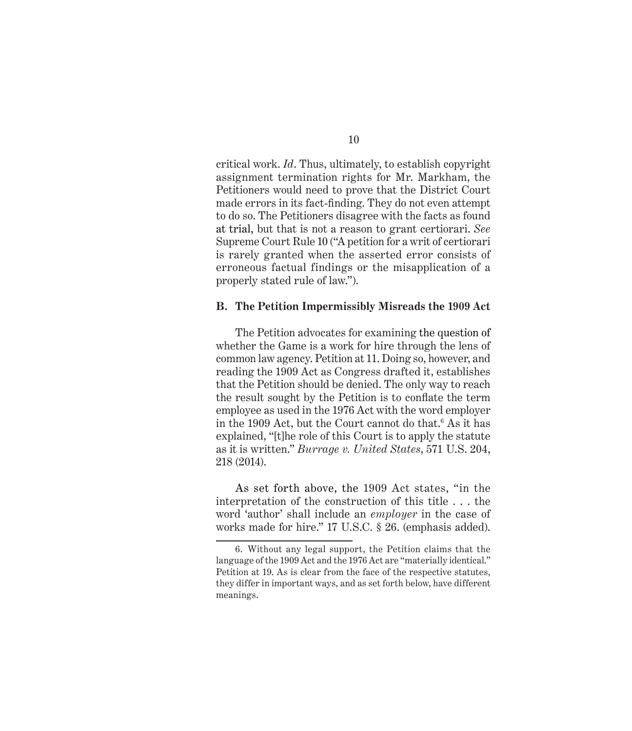critical work. *Id*. Thus, ultimately, to establish copyright assignment termination rights for Mr. Markham, the Petitioners would need to prove that the District Court made errors in its fact-finding. They do not even attempt to do so. The Petitioners disagree with the facts as found at trial, but that is not a reason to grant certiorari. *See* Supreme Court Rule 10 ("A petition for a writ of certiorari is rarely granted when the asserted error consists of erroneous factual findings or the misapplication of a properly stated rule of law.").

### B. The Petition Impermissibly Misreads the 1909 Act

The Petition advocates for examining the question of whether the Game is a work for hire through the lens of common law agency. Petition at 11. Doing so, however, and reading the 1909 Act as Congress drafted it, establishes that the Petition should be denied. The only way to reach the result sought by the Petition is to conflate the term employee as used in the 1976 Act with the word employer in the 1909 Act, but the Court cannot do that.[6] As it has explained, "[t]he role of this Court is to apply the statute as it is written." *Burrage v. United States*, 571 U.S. 204, 218 (2014).

As set forth above, the 1909 Act states, "in the interpretation of the construction of this title . . . the word 'author' shall include an *employer* in the case of works made for hire." 17 U.S.C. § 26. (emphasis added).

---

6. Without any legal support, the Petition claims that the language of the 1909 Act and the 1976 Act are "materially identical." Petition at 19. As is clear from the face of the respective statutes, they differ in important ways, and as set forth below, have different meanings.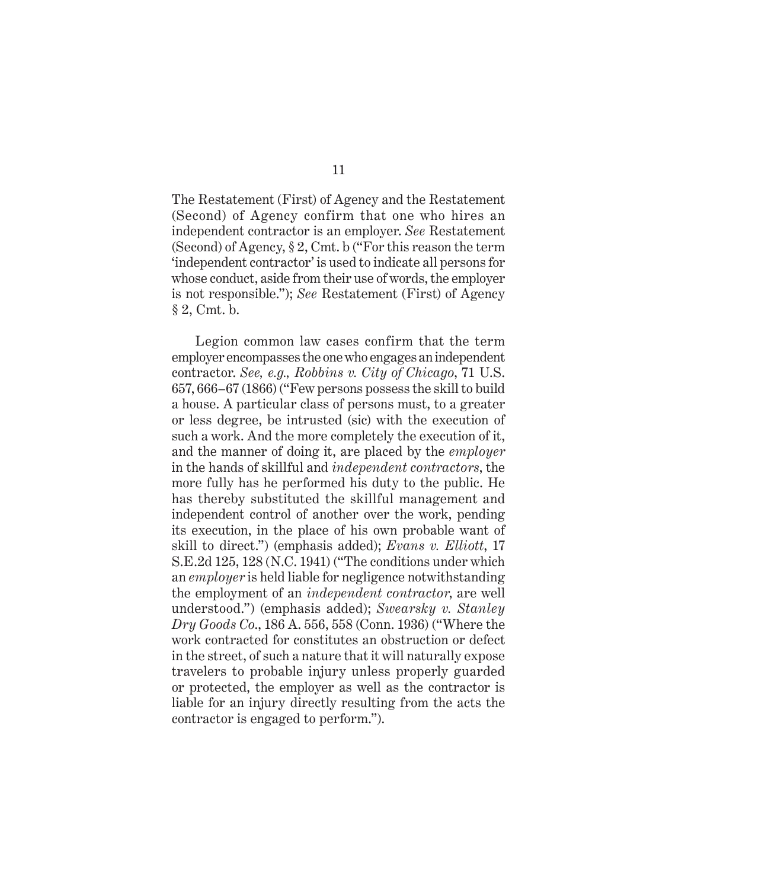The Restatement (First) of Agency and the Restatement (Second) of Agency confirm that one who hires an independent contractor is an employer. *See* Restatement (Second) of Agency, § 2, Cmt. b ("For this reason the term 'independent contractor' is used to indicate all persons for whose conduct, aside from their use of words, the employer is not responsible."); *See* Restatement (First) of Agency § 2, Cmt. b.

Legion common law cases confirm that the term employer encompasses the one who engages an independent contractor. *See, e.g., Robbins v. City of Chicago*, 71 U.S. 657, 666–67 (1866) ("Few persons possess the skill to build a house. A particular class of persons must, to a greater or less degree, be intrusted (sic) with the execution of such a work. And the more completely the execution of it, and the manner of doing it, are placed by the *employer* in the hands of skillful and *independent contractors*, the more fully has he performed his duty to the public. He has thereby substituted the skillful management and independent control of another over the work, pending its execution, in the place of his own probable want of skill to direct.") (emphasis added); *Evans v. Elliott*, 17 S.E.2d 125, 128 (N.C. 1941) ("The conditions under which an *employer* is held liable for negligence notwithstanding the employment of an *independent contractor*, are well understood.") (emphasis added); *Swearsky v. Stanley Dry Goods Co.*, 186 A. 556, 558 (Conn. 1936) ("Where the work contracted for constitutes an obstruction or defect in the street, of such a nature that it will naturally expose travelers to probable injury unless properly guarded or protected, the employer as well as the contractor is liable for an injury directly resulting from the acts the contractor is engaged to perform.").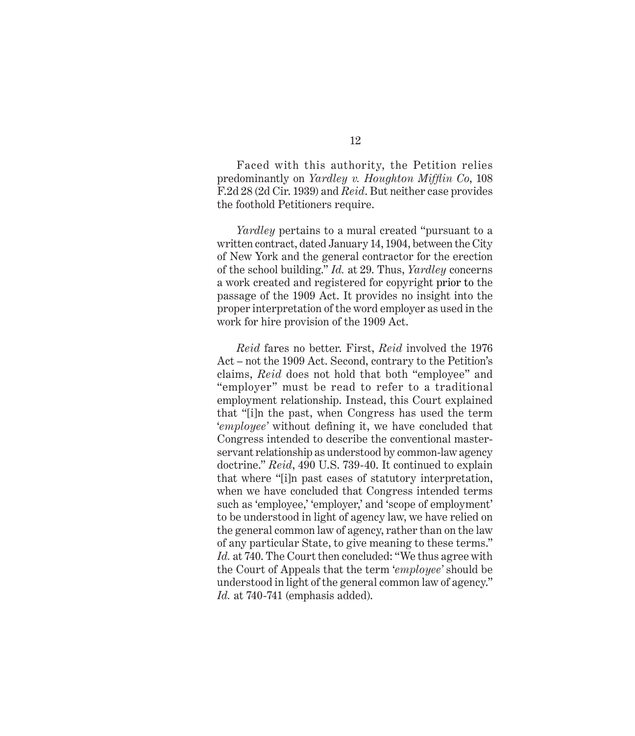Faced with this authority, the Petition relies predominantly on *Yardley v. Houghton Mifflin Co*, 108 F.2d 28 (2d Cir. 1939) and *Reid*. But neither case provides the foothold Petitioners require.

*Yardley* pertains to a mural created "pursuant to a written contract, dated January 14, 1904, between the City of New York and the general contractor for the erection of the school building." *Id.* at 29. Thus, *Yardley* concerns a work created and registered for copyright prior to the passage of the 1909 Act. It provides no insight into the proper interpretation of the word employer as used in the work for hire provision of the 1909 Act.

*Reid* fares no better. First, *Reid* involved the 1976 Act – not the 1909 Act. Second, contrary to the Petition's claims, *Reid* does not hold that both "employee" and "employer" must be read to refer to a traditional employment relationship. Instead, this Court explained that "[i]n the past, when Congress has used the term '*employee'* without defining it, we have concluded that Congress intended to describe the conventional master-servant relationship as understood by common-law agency doctrine." *Reid*, 490 U.S. 739-40. It continued to explain that where "[i]n past cases of statutory interpretation, when we have concluded that Congress intended terms such as 'employee,' 'employer,' and 'scope of employment' to be understood in light of agency law, we have relied on the general common law of agency, rather than on the law of any particular State, to give meaning to these terms." *Id.* at 740. The Court then concluded: "We thus agree with the Court of Appeals that the term '*employee'* should be understood in light of the general common law of agency." *Id.* at 740-741 (emphasis added).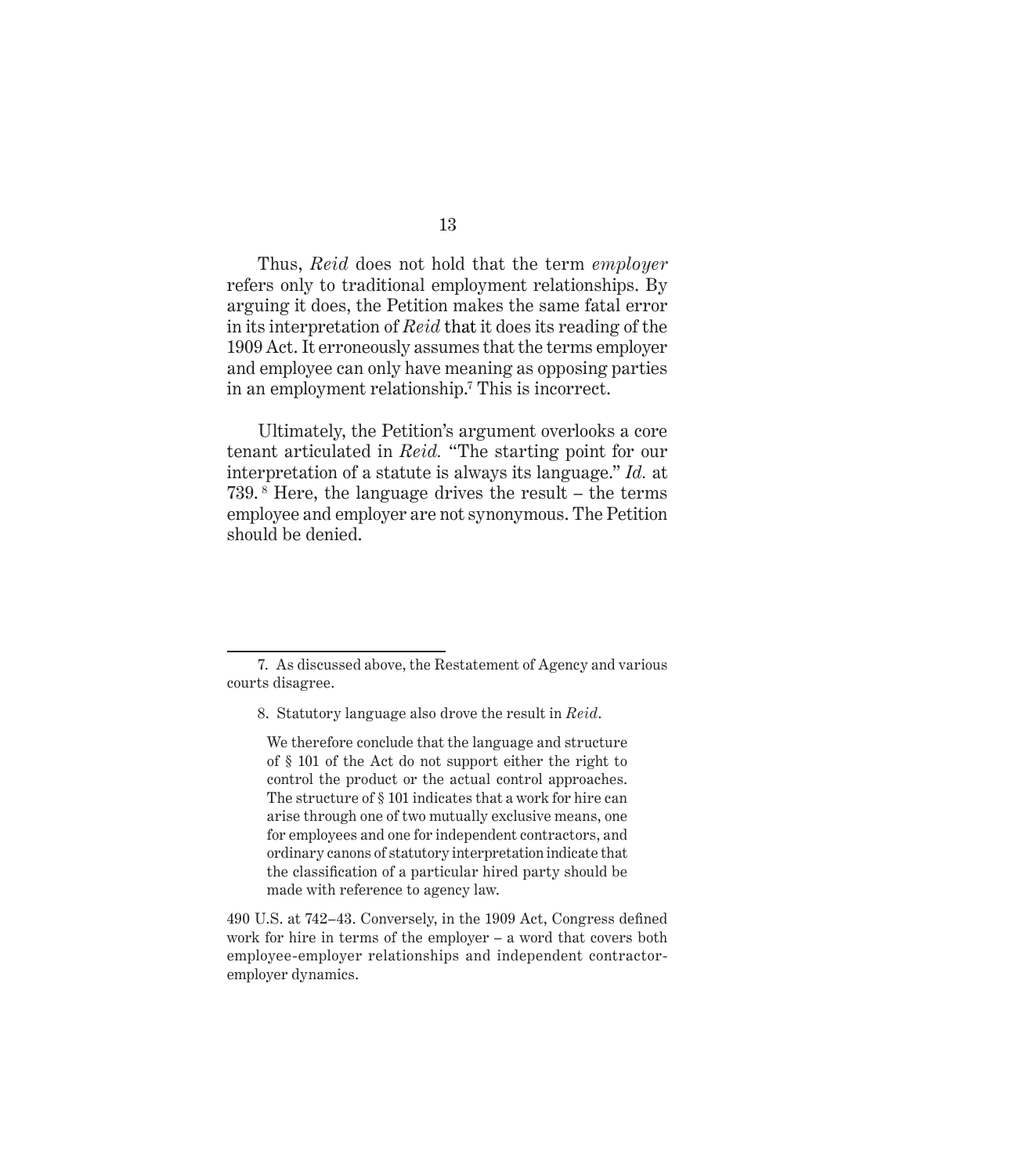Thus, *Reid* does not hold that the term *employer* refers only to traditional employment relationships. By arguing it does, the Petition makes the same fatal error in its interpretation of *Reid* that it does its reading of the 1909 Act. It erroneously assumes that the terms employer and employee can only have meaning as opposing parties in an employment relationship.[7] This is incorrect.

Ultimately, the Petition's argument overlooks a core tenant articulated in *Reid.* "The starting point for our interpretation of a statute is always its language." *Id.* at 739.[8] Here, the language drives the result – the terms employee and employer are not synonymous. The Petition should be denied.

---

7. As discussed above, the Restatement of Agency and various courts disagree.

8. Statutory language also drove the result in *Reid*.

> We therefore conclude that the language and structure of § 101 of the Act do not support either the right to control the product or the actual control approaches. The structure of § 101 indicates that a work for hire can arise through one of two mutually exclusive means, one for employees and one for independent contractors, and ordinary canons of statutory interpretation indicate that the classification of a particular hired party should be made with reference to agency law.

490 U.S. at 742–43. Conversely, in the 1909 Act, Congress defined work for hire in terms of the employer – a word that covers both employee-employer relationships and independent contractor-employer dynamics.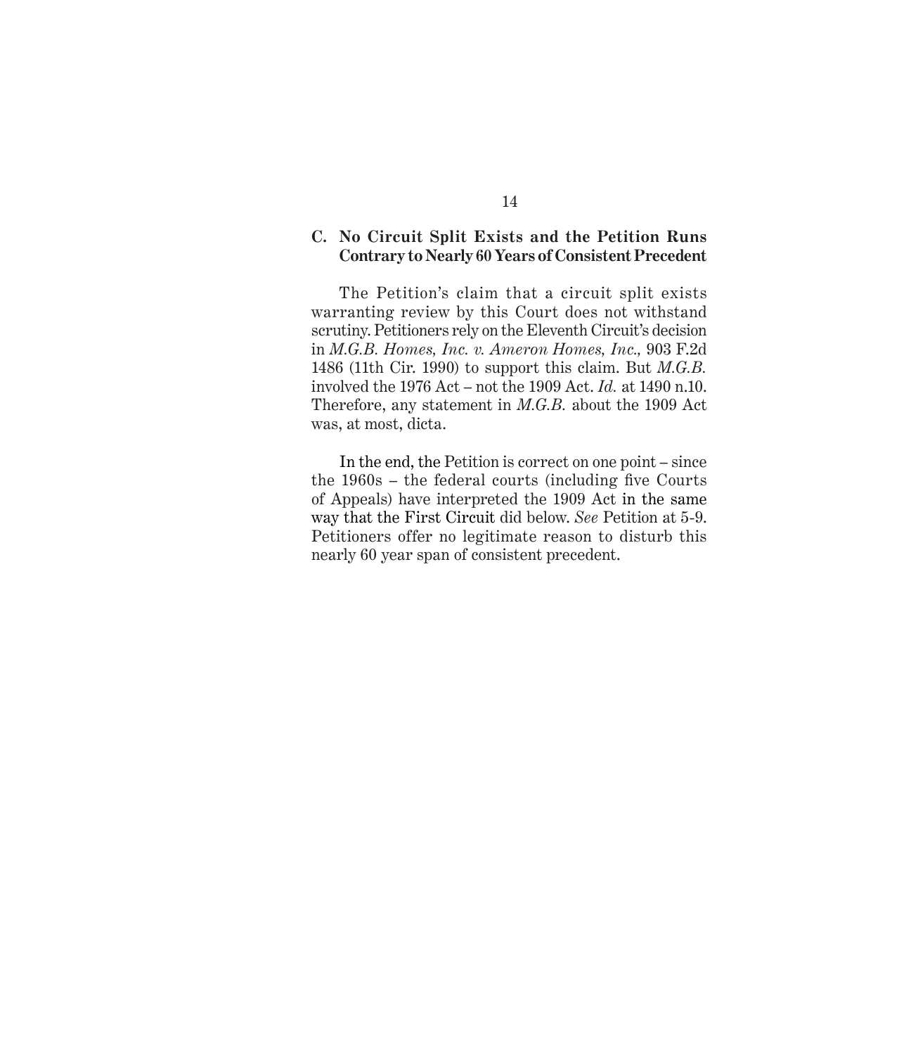### C. No Circuit Split Exists and the Petition Runs Contrary to Nearly 60 Years of Consistent Precedent

The Petition's claim that a circuit split exists warranting review by this Court does not withstand scrutiny. Petitioners rely on the Eleventh Circuit's decision in *M.G.B. Homes, Inc. v. Ameron Homes, Inc.*, 903 F.2d 1486 (11th Cir. 1990) to support this claim. But *M.G.B.* involved the 1976 Act – not the 1909 Act. *Id.* at 1490 n.10. Therefore, any statement in *M.G.B.* about the 1909 Act was, at most, dicta.

In the end, the Petition is correct on one point – since the 1960s – the federal courts (including five Courts of Appeals) have interpreted the 1909 Act in the same way that the First Circuit did below. *See* Petition at 5-9. Petitioners offer no legitimate reason to disturb this nearly 60 year span of consistent precedent.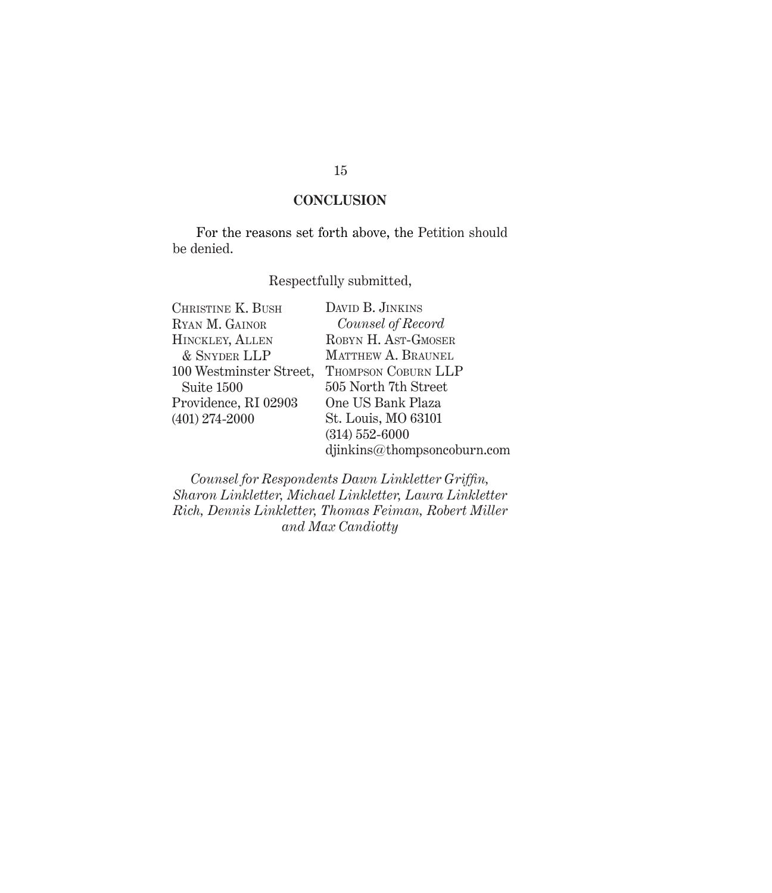## CONCLUSION

For the reasons set forth above, the Petition should be denied.

Respectfully submitted,

CHRISTINE K. BUSH
RYAN M. GAINOR
HINCKLEY, ALLEN & SNYDER LLP
100 Westminster Street, Suite 1500
Providence, RI 02903
(401) 274-2000

DAVID B. JINKINS
*Counsel of Record*
ROBYN H. AST-GMOSER
MATTHEW A. BRAUNEL
THOMPSON COBURN LLP
505 North 7th Street
One US Bank Plaza
St. Louis, MO 63101
(314) 552-6000
djinkins@thompsoncoburn.com

*Counsel for Respondents Dawn Linkletter Griffin, Sharon Linkletter, Michael Linkletter, Laura Linkletter Rich, Dennis Linkletter, Thomas Feiman, Robert Miller and Max Candiotty*